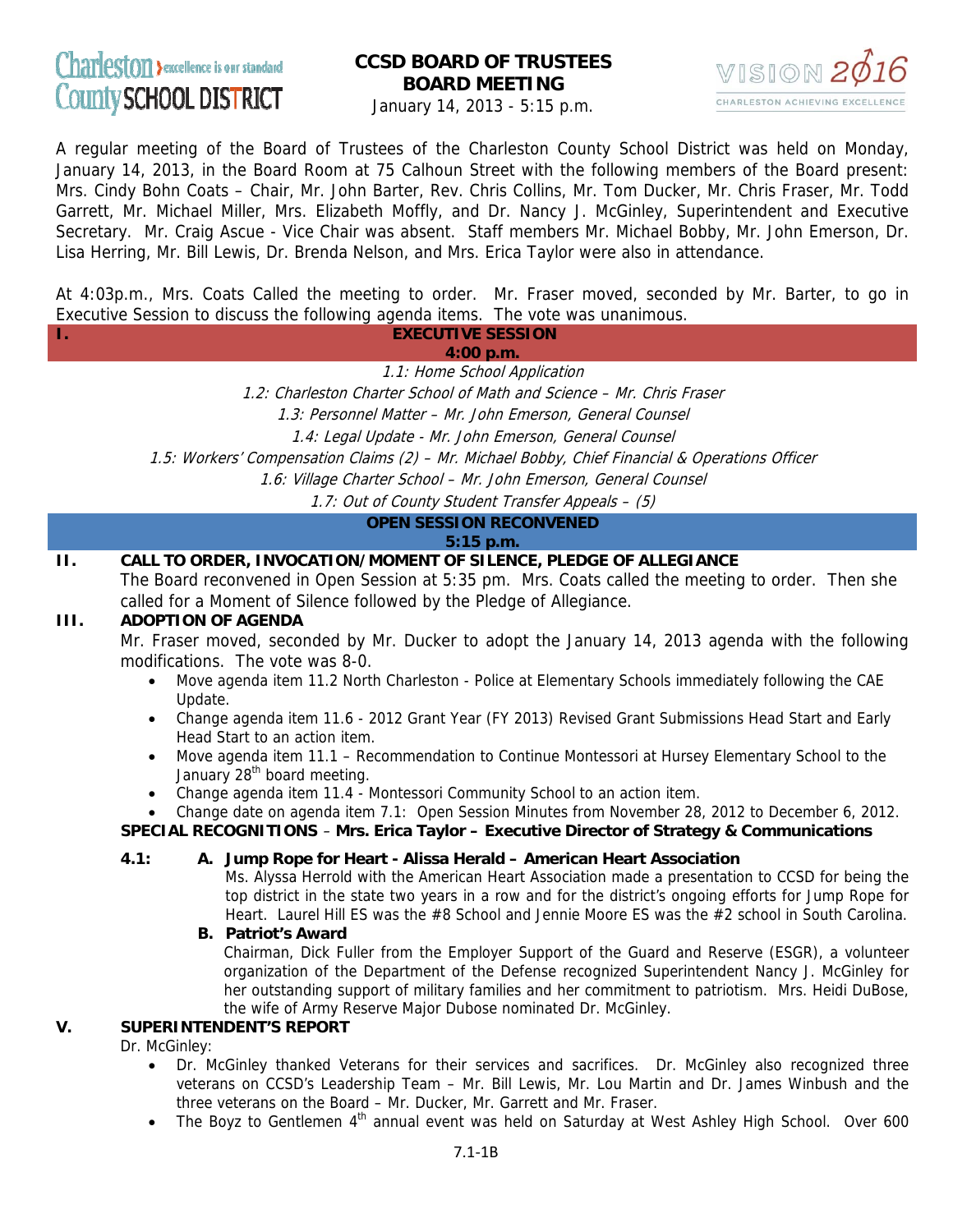Charleston County SCHOOL DISTRICT — excellence is our standard

# CCSD BOARD OF TRUSTEES
# BOARD MEETING
January 14, 2013 - 5:15 p.m.

VISION 2016 — CHARLESTON ACHIEVING EXCELLENCE

A regular meeting of the Board of Trustees of the Charleston County School District was held on Monday, January 14, 2013, in the Board Room at 75 Calhoun Street with the following members of the Board present: Mrs. Cindy Bohn Coats – Chair, Mr. John Barter, Rev. Chris Collins, Mr. Tom Ducker, Mr. Chris Fraser, Mr. Todd Garrett, Mr. Michael Miller, Mrs. Elizabeth Moffly, and Dr. Nancy J. McGinley, Superintendent and Executive Secretary. Mr. Craig Ascue - Vice Chair was absent. Staff members Mr. Michael Bobby, Mr. John Emerson, Dr. Lisa Herring, Mr. Bill Lewis, Dr. Brenda Nelson, and Mrs. Erica Taylor were also in attendance.

At 4:03p.m., Mrs. Coats Called the meeting to order. Mr. Fraser moved, seconded by Mr. Barter, to go in Executive Session to discuss the following agenda items. The vote was unanimous.

## I. EXECUTIVE SESSION
**4:00 p.m.**

*1.1: Home School Application*

*1.2: Charleston Charter School of Math and Science – Mr. Chris Fraser*

*1.3: Personnel Matter – Mr. John Emerson, General Counsel*

*1.4: Legal Update - Mr. John Emerson, General Counsel*

*1.5: Workers' Compensation Claims (2) – Mr. Michael Bobby, Chief Financial & Operations Officer*

*1.6: Village Charter School – Mr. John Emerson, General Counsel*

*1.7: Out of County Student Transfer Appeals – (5)*

## OPEN SESSION RECONVENED
**5:15 p.m.**

## II. CALL TO ORDER, INVOCATION/MOMENT OF SILENCE, PLEDGE OF ALLEGIANCE

The Board reconvened in Open Session at 5:35 pm. Mrs. Coats called the meeting to order. Then she called for a Moment of Silence followed by the Pledge of Allegiance.

## III. ADOPTION OF AGENDA

Mr. Fraser moved, seconded by Mr. Ducker to adopt the January 14, 2013 agenda with the following modifications. The vote was 8-0.

- Move agenda item 11.2 North Charleston - Police at Elementary Schools immediately following the CAE Update.
- Change agenda item 11.6 - 2012 Grant Year (FY 2013) Revised Grant Submissions Head Start and Early Head Start to an action item.
- Move agenda item 11.1 – Recommendation to Continue Montessori at Hursey Elementary School to the January 28th board meeting.
- Change agenda item 11.4 - Montessori Community School to an action item.
- Change date on agenda item 7.1: Open Session Minutes from November 28, 2012 to December 6, 2012.

**SPECIAL RECOGNITIONS** – **Mrs. Erica Taylor – Executive Director of Strategy & Communications**

**4.1: A. Jump Rope for Heart - Alisa Herald – American Heart Association**

Ms. Alyssa Herrold with the American Heart Association made a presentation to CCSD for being the top district in the state two years in a row and for the district's ongoing efforts for Jump Rope for Heart. Laurel Hill ES was the #8 School and Jennie Moore ES was the #2 school in South Carolina.

**B. Patriot's Award**

Chairman, Dick Fuller from the Employer Support of the Guard and Reserve (ESGR), a volunteer organization of the Department of the Defense recognized Superintendent Nancy J. McGinley for her outstanding support of military families and her commitment to patriotism. Mrs. Heidi DuBose, the wife of Army Reserve Major Dubose nominated Dr. McGinley.

## V. SUPERINTENDENT'S REPORT

Dr. McGinley:

- Dr. McGinley thanked Veterans for their services and sacrifices. Dr. McGinley also recognized three veterans on CCSD's Leadership Team – Mr. Bill Lewis, Mr. Lou Martin and Dr. James Winbush and the three veterans on the Board – Mr. Ducker, Mr. Garrett and Mr. Fraser.
- The Boyz to Gentlemen 4th annual event was held on Saturday at West Ashley High School. Over 600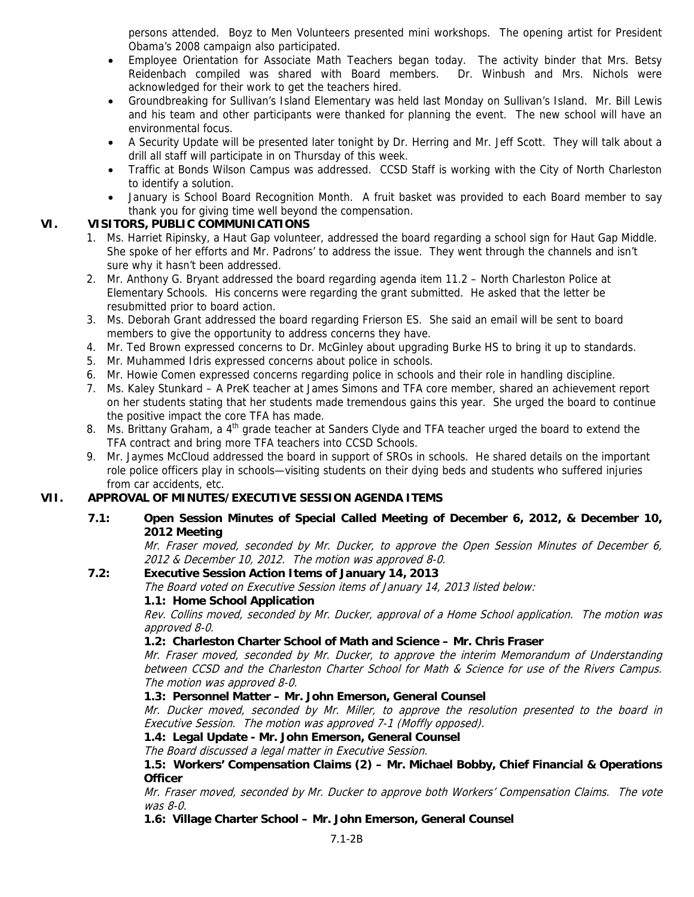persons attended. Boyz to Men Volunteers presented mini workshops. The opening artist for President Obama's 2008 campaign also participated.

- Employee Orientation for Associate Math Teachers began today. The activity binder that Mrs. Betsy Reidenbach compiled was shared with Board members. Dr. Winbush and Mrs. Nichols were acknowledged for their work to get the teachers hired.
- Groundbreaking for Sullivan's Island Elementary was held last Monday on Sullivan's Island. Mr. Bill Lewis and his team and other participants were thanked for planning the event. The new school will have an environmental focus.
- A Security Update will be presented later tonight by Dr. Herring and Mr. Jeff Scott. They will talk about a drill all staff will participate in on Thursday of this week.
- Traffic at Bonds Wilson Campus was addressed. CCSD Staff is working with the City of North Charleston to identify a solution.
- January is School Board Recognition Month. A fruit basket was provided to each Board member to say thank you for giving time well beyond the compensation.

## VI. VISITORS, PUBLIC COMMUNICATIONS

1. Ms. Harriet Ripinsky, a Haut Gap volunteer, addressed the board regarding a school sign for Haut Gap Middle. She spoke of her efforts and Mr. Padrons' to address the issue. They went through the channels and isn't sure why it hasn't been addressed.
2. Mr. Anthony G. Bryant addressed the board regarding agenda item 11.2 – North Charleston Police at Elementary Schools. His concerns were regarding the grant submitted. He asked that the letter be resubmitted prior to board action.
3. Ms. Deborah Grant addressed the board regarding Frierson ES. She said an email will be sent to board members to give the opportunity to address concerns they have.
4. Mr. Ted Brown expressed concerns to Dr. McGinley about upgrading Burke HS to bring it up to standards.
5. Mr. Muhammed Idris expressed concerns about police in schools.
6. Mr. Howie Comen expressed concerns regarding police in schools and their role in handling discipline.
7. Ms. Kaley Stunkard – A PreK teacher at James Simons and TFA core member, shared an achievement report on her students stating that her students made tremendous gains this year. She urged the board to continue the positive impact the core TFA has made.
8. Ms. Brittany Graham, a 4th grade teacher at Sanders Clyde and TFA teacher urged the board to extend the TFA contract and bring more TFA teachers into CCSD Schools.
9. Mr. Jaymes McCloud addressed the board in support of SROs in schools. He shared details on the important role police officers play in schools—visiting students on their dying beds and students who suffered injuries from car accidents, etc.

## VII. APPROVAL OF MINUTES/EXECUTIVE SESSION AGENDA ITEMS

**7.1: Open Session Minutes of Special Called Meeting of December 6, 2012, & December 10, 2012 Meeting**

*Mr. Fraser moved, seconded by Mr. Ducker, to approve the Open Session Minutes of December 6, 2012 & December 10, 2012. The motion was approved 8-0.*

**7.2: Executive Session Action Items of January 14, 2013**

*The Board voted on Executive Session items of January 14, 2013 listed below:*

**1.1: Home School Application**

*Rev. Collins moved, seconded by Mr. Ducker, approval of a Home School application. The motion was approved 8-0.*

**1.2: Charleston Charter School of Math and Science – Mr. Chris Fraser**

*Mr. Fraser moved, seconded by Mr. Ducker, to approve the interim Memorandum of Understanding between CCSD and the Charleston Charter School for Math & Science for use of the Rivers Campus. The motion was approved 8-0.*

**1.3: Personnel Matter – Mr. John Emerson, General Counsel**

*Mr. Ducker moved, seconded by Mr. Miller, to approve the resolution presented to the board in Executive Session. The motion was approved 7-1 (Moffly opposed).*

**1.4: Legal Update - Mr. John Emerson, General Counsel**

*The Board discussed a legal matter in Executive Session.*

**1.5: Workers' Compensation Claims (2) – Mr. Michael Bobby, Chief Financial & Operations Officer**

*Mr. Fraser moved, seconded by Mr. Ducker to approve both Workers' Compensation Claims. The vote was 8-0.*

**1.6: Village Charter School – Mr. John Emerson, General Counsel**

7.1-2B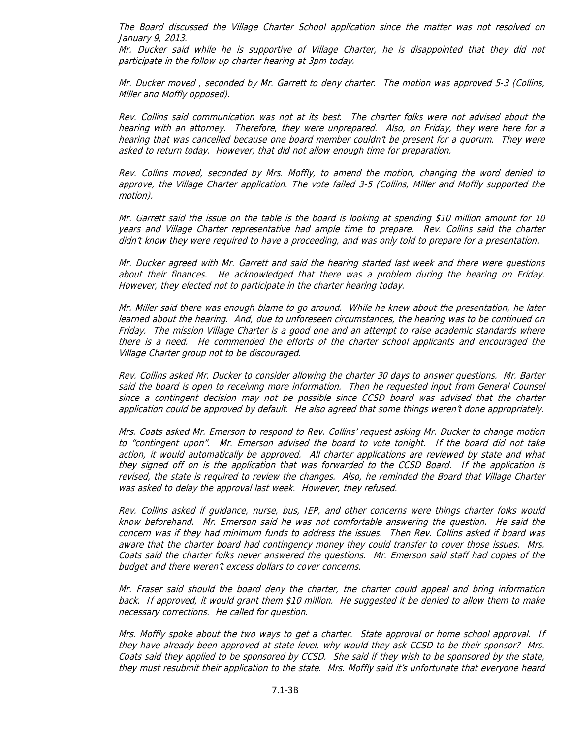*The Board discussed the Village Charter School application since the matter was not resolved on January 9, 2013.*
*Mr. Ducker said while he is supportive of Village Charter, he is disappointed that they did not participate in the follow up charter hearing at 3pm today.*

*Mr. Ducker moved , seconded by Mr. Garrett to deny charter. The motion was approved 5-3 (Collins, Miller and Moffly opposed).*

*Rev. Collins said communication was not at its best. The charter folks were not advised about the hearing with an attorney. Therefore, they were unprepared. Also, on Friday, they were here for a hearing that was cancelled because one board member couldn't be present for a quorum. They were asked to return today. However, that did not allow enough time for preparation.*

*Rev. Collins moved, seconded by Mrs. Moffly, to amend the motion, changing the word denied to approve, the Village Charter application. The vote failed 3-5 (Collins, Miller and Moffly supported the motion).*

*Mr. Garrett said the issue on the table is the board is looking at spending $10 million amount for 10 years and Village Charter representative had ample time to prepare. Rev. Collins said the charter didn't know they were required to have a proceeding, and was only told to prepare for a presentation.*

*Mr. Ducker agreed with Mr. Garrett and said the hearing started last week and there were questions about their finances. He acknowledged that there was a problem during the hearing on Friday. However, they elected not to participate in the charter hearing today.*

*Mr. Miller said there was enough blame to go around. While he knew about the presentation, he later learned about the hearing. And, due to unforeseen circumstances, the hearing was to be continued on Friday. The mission Village Charter is a good one and an attempt to raise academic standards where there is a need. He commended the efforts of the charter school applicants and encouraged the Village Charter group not to be discouraged.*

*Rev. Collins asked Mr. Ducker to consider allowing the charter 30 days to answer questions. Mr. Barter said the board is open to receiving more information. Then he requested input from General Counsel since a contingent decision may not be possible since CCSD board was advised that the charter application could be approved by default. He also agreed that some things weren't done appropriately.*

*Mrs. Coats asked Mr. Emerson to respond to Rev. Collins' request asking Mr. Ducker to change motion to "contingent upon". Mr. Emerson advised the board to vote tonight. If the board did not take action, it would automatically be approved. All charter applications are reviewed by state and what they signed off on is the application that was forwarded to the CCSD Board. If the application is revised, the state is required to review the changes. Also, he reminded the Board that Village Charter was asked to delay the approval last week. However, they refused.*

*Rev. Collins asked if guidance, nurse, bus, IEP, and other concerns were things charter folks would know beforehand. Mr. Emerson said he was not comfortable answering the question. He said the concern was if they had minimum funds to address the issues. Then Rev. Collins asked if board was aware that the charter board had contingency money they could transfer to cover those issues. Mrs. Coats said the charter folks never answered the questions. Mr. Emerson said staff had copies of the budget and there weren't excess dollars to cover concerns.*

*Mr. Fraser said should the board deny the charter, the charter could appeal and bring information back. If approved, it would grant them $10 million. He suggested it be denied to allow them to make necessary corrections. He called for question.*

*Mrs. Moffly spoke about the two ways to get a charter. State approval or home school approval. If they have already been approved at state level, why would they ask CCSD to be their sponsor? Mrs. Coats said they applied to be sponsored by CCSD. She said if they wish to be sponsored by the state, they must resubmit their application to the state. Mrs. Moffly said it's unfortunate that everyone heard*

7.1-3B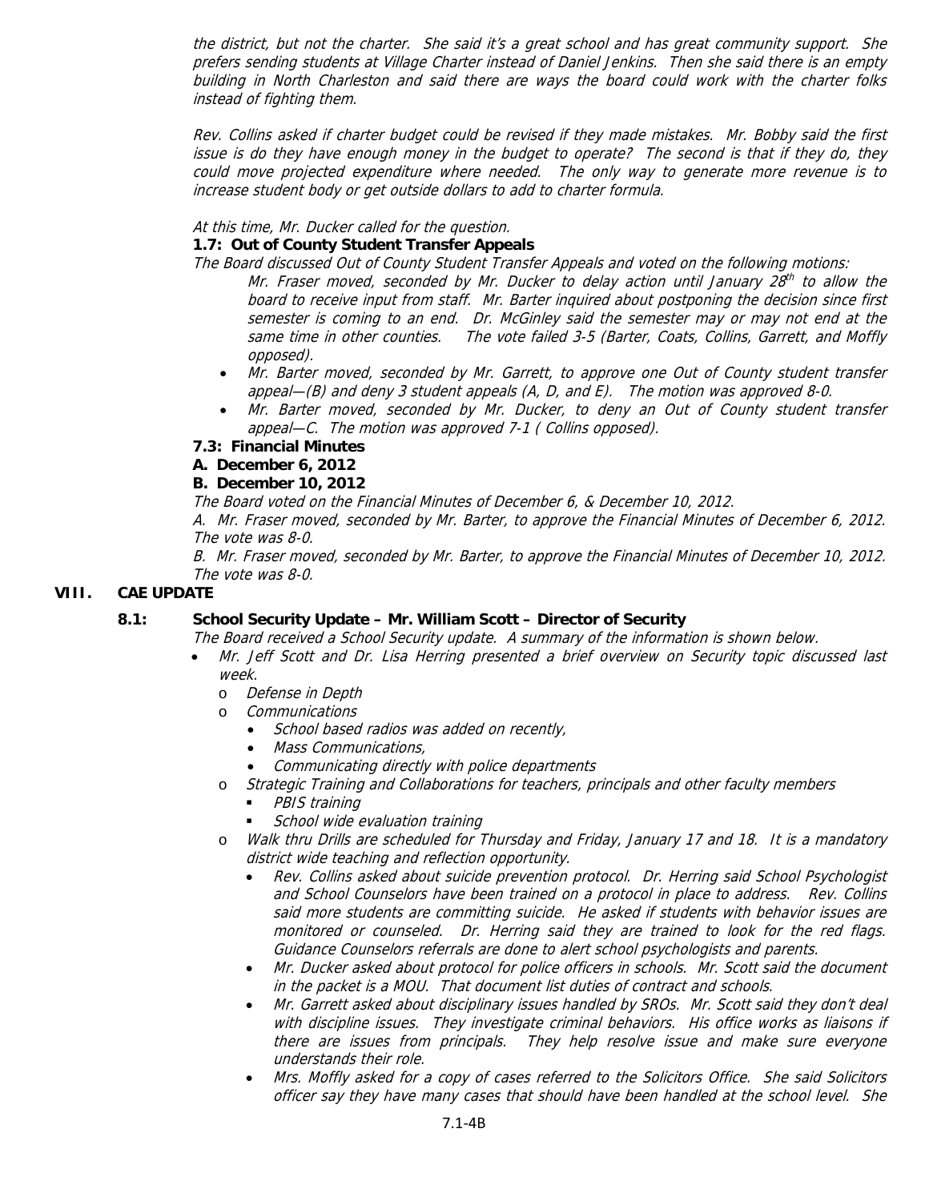*the district, but not the charter. She said it's a great school and has great community support. She prefers sending students at Village Charter instead of Daniel Jenkins. Then she said there is an empty building in North Charleston and said there are ways the board could work with the charter folks instead of fighting them.*

*Rev. Collins asked if charter budget could be revised if they made mistakes. Mr. Bobby said the first issue is do they have enough money in the budget to operate? The second is that if they do, they could move projected expenditure where needed. The only way to generate more revenue is to increase student body or get outside dollars to add to charter formula.*

*At this time, Mr. Ducker called for the question.*

**1.7: Out of County Student Transfer Appeals**

*The Board discussed Out of County Student Transfer Appeals and voted on the following motions:*

*Mr. Fraser moved, seconded by Mr. Ducker to delay action until January 28th to allow the board to receive input from staff. Mr. Barter inquired about postponing the decision since first semester is coming to an end. Dr. McGinley said the semester may or may not end at the same time in other counties. The vote failed 3-5 (Barter, Coats, Collins, Garrett, and Moffly opposed).*

- *Mr. Barter moved, seconded by Mr. Garrett, to approve one Out of County student transfer appeal—(B) and deny 3 student appeals (A, D, and E). The motion was approved 8-0.*
- *Mr. Barter moved, seconded by Mr. Ducker, to deny an Out of County student transfer appeal—C. The motion was approved 7-1 ( Collins opposed).*

**7.3: Financial Minutes**

**A. December 6, 2012**

**B. December 10, 2012**

*The Board voted on the Financial Minutes of December 6, & December 10, 2012.*

*A. Mr. Fraser moved, seconded by Mr. Barter, to approve the Financial Minutes of December 6, 2012. The vote was 8-0.*

*B. Mr. Fraser moved, seconded by Mr. Barter, to approve the Financial Minutes of December 10, 2012. The vote was 8-0.*

## VIII. CAE UPDATE

**8.1: School Security Update – Mr. William Scott – Director of Security**

*The Board received a School Security update. A summary of the information is shown below.*

- *Mr. Jeff Scott and Dr. Lisa Herring presented a brief overview on Security topic discussed last week.*
  - *Defense in Depth*
  - *Communications*
    - *School based radios was added on recently,*
    - *Mass Communications,*
    - *Communicating directly with police departments*
  - *Strategic Training and Collaborations for teachers, principals and other faculty members*
    - *PBIS training*
    - *School wide evaluation training*
  - *Walk thru Drills are scheduled for Thursday and Friday, January 17 and 18. It is a mandatory district wide teaching and reflection opportunity.*
    - *Rev. Collins asked about suicide prevention protocol. Dr. Herring said School Psychologist and School Counselors have been trained on a protocol in place to address. Rev. Collins said more students are committing suicide. He asked if students with behavior issues are monitored or counseled. Dr. Herring said they are trained to look for the red flags. Guidance Counselors referrals are done to alert school psychologists and parents.*
    - *Mr. Ducker asked about protocol for police officers in schools. Mr. Scott said the document in the packet is a MOU. That document list duties of contract and schools.*
    - *Mr. Garrett asked about disciplinary issues handled by SROs. Mr. Scott said they don't deal with discipline issues. They investigate criminal behaviors. His office works as liaisons if there are issues from principals. They help resolve issue and make sure everyone understands their role.*
    - *Mrs. Moffly asked for a copy of cases referred to the Solicitors Office. She said Solicitors officer say they have many cases that should have been handled at the school level. She*

7.1-4B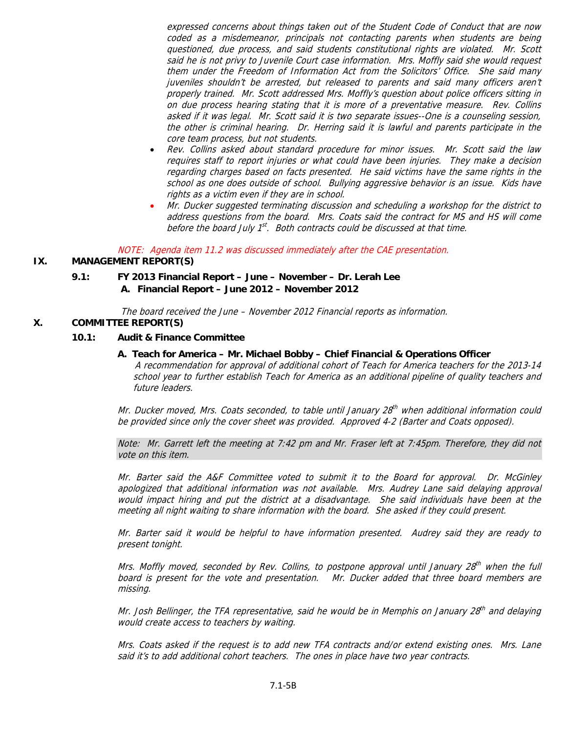*expressed concerns about things taken out of the Student Code of Conduct that are now coded as a misdemeanor, principals not contacting parents when students are being questioned, due process, and said students constitutional rights are violated. Mr. Scott said he is not privy to Juvenile Court case information. Mrs. Moffly said she would request them under the Freedom of Information Act from the Solicitors' Office. She said many juveniles shouldn't be arrested, but released to parents and said many officers aren't properly trained. Mr. Scott addressed Mrs. Moffly's question about police officers sitting in on due process hearing stating that it is more of a preventative measure. Rev. Collins asked if it was legal. Mr. Scott said it is two separate issues--One is a counseling session, the other is criminal hearing. Dr. Herring said it is lawful and parents participate in the core team process, but not students.*

- *Rev. Collins asked about standard procedure for minor issues. Mr. Scott said the law requires staff to report injuries or what could have been injuries. They make a decision regarding charges based on facts presented. He said victims have the same rights in the school as one does outside of school. Bullying aggressive behavior is an issue. Kids have rights as a victim even if they are in school.*
- *Mr. Ducker suggested terminating discussion and scheduling a workshop for the district to address questions from the board. Mrs. Coats said the contract for MS and HS will come before the board July 1st. Both contracts could be discussed at that time.*

*NOTE: Agenda item 11.2 was discussed immediately after the CAE presentation.*

## IX. MANAGEMENT REPORT(S)

### 9.1: FY 2013 Financial Report – June – November – Dr. Lerah Lee

**A. Financial Report – June 2012 – November 2012**

*The board received the June – November 2012 Financial reports as information.*

## X. COMMITTEE REPORT(S)

### 10.1: Audit & Finance Committee

**A. Teach for America – Mr. Michael Bobby – Chief Financial & Operations Officer**

*A recommendation for approval of additional cohort of Teach for America teachers for the 2013-14 school year to further establish Teach for America as an additional pipeline of quality teachers and future leaders.*

*Mr. Ducker moved, Mrs. Coats seconded, to table until January 28th when additional information could be provided since only the cover sheet was provided. Approved 4-2 (Barter and Coats opposed).*

*Note: Mr. Garrett left the meeting at 7:42 pm and Mr. Fraser left at 7:45pm. Therefore, they did not vote on this item.*

*Mr. Barter said the A&F Committee voted to submit it to the Board for approval. Dr. McGinley apologized that additional information was not available. Mrs. Audrey Lane said delaying approval would impact hiring and put the district at a disadvantage. She said individuals have been at the meeting all night waiting to share information with the board. She asked if they could present.*

*Mr. Barter said it would be helpful to have information presented. Audrey said they are ready to present tonight.*

*Mrs. Moffly moved, seconded by Rev. Collins, to postpone approval until January 28th when the full board is present for the vote and presentation. Mr. Ducker added that three board members are missing.*

*Mr. Josh Bellinger, the TFA representative, said he would be in Memphis on January 28th and delaying would create access to teachers by waiting.*

*Mrs. Coats asked if the request is to add new TFA contracts and/or extend existing ones. Mrs. Lane said it's to add additional cohort teachers. The ones in place have two year contracts.*

7.1-5B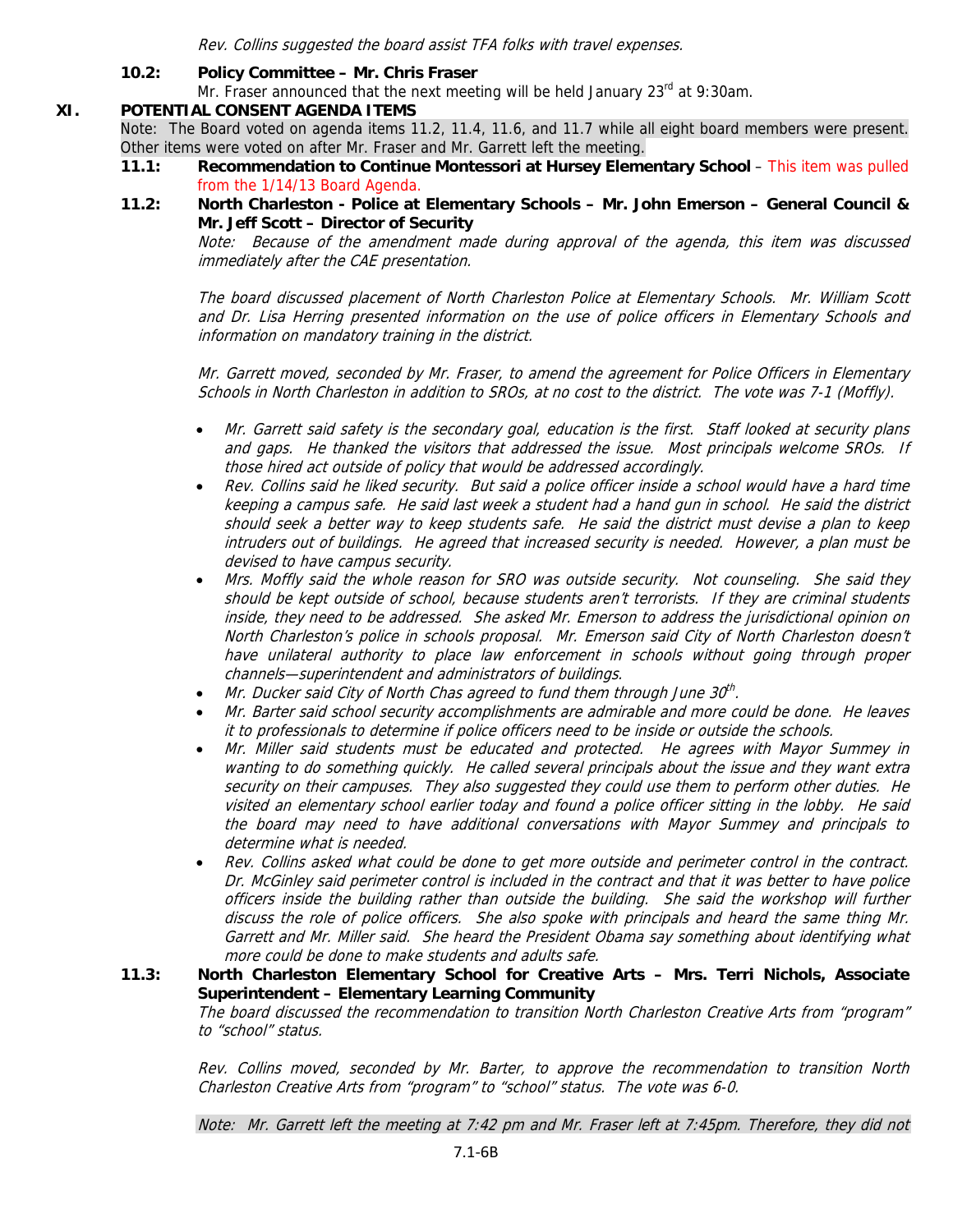*Rev. Collins suggested the board assist TFA folks with travel expenses.*

**10.2: Policy Committee – Mr. Chris Fraser**

Mr. Fraser announced that the next meeting will be held January 23rd at 9:30am.

## XI. POTENTIAL CONSENT AGENDA ITEMS

Note: The Board voted on agenda items 11.2, 11.4, 11.6, and 11.7 while all eight board members were present. Other items were voted on after Mr. Fraser and Mr. Garrett left the meeting.

**11.1: Recommendation to Continue Montessori at Hursey Elementary School** – This item was pulled from the 1/14/13 Board Agenda.

**11.2: North Charleston - Police at Elementary Schools – Mr. John Emerson – General Council & Mr. Jeff Scott – Director of Security**

*Note: Because of the amendment made during approval of the agenda, this item was discussed immediately after the CAE presentation.*

*The board discussed placement of North Charleston Police at Elementary Schools. Mr. William Scott and Dr. Lisa Herring presented information on the use of police officers in Elementary Schools and information on mandatory training in the district.*

*Mr. Garrett moved, seconded by Mr. Fraser, to amend the agreement for Police Officers in Elementary Schools in North Charleston in addition to SROs, at no cost to the district. The vote was 7-1 (Moffly).*

- *Mr. Garrett said safety is the secondary goal, education is the first. Staff looked at security plans and gaps. He thanked the visitors that addressed the issue. Most principals welcome SROs. If those hired act outside of policy that would be addressed accordingly.*
- *Rev. Collins said he liked security. But said a police officer inside a school would have a hard time keeping a campus safe. He said last week a student had a hand gun in school. He said the district should seek a better way to keep students safe. He said the district must devise a plan to keep intruders out of buildings. He agreed that increased security is needed. However, a plan must be devised to have campus security.*
- *Mrs. Moffly said the whole reason for SRO was outside security. Not counseling. She said they should be kept outside of school, because students aren't terrorists. If they are criminal students inside, they need to be addressed. She asked Mr. Emerson to address the jurisdictional opinion on North Charleston's police in schools proposal. Mr. Emerson said City of North Charleston doesn't have unilateral authority to place law enforcement in schools without going through proper channels—superintendent and administrators of buildings.*
- *Mr. Ducker said City of North Chas agreed to fund them through June 30th.*
- *Mr. Barter said school security accomplishments are admirable and more could be done. He leaves it to professionals to determine if police officers need to be inside or outside the schools.*
- *Mr. Miller said students must be educated and protected. He agrees with Mayor Summey in wanting to do something quickly. He called several principals about the issue and they want extra security on their campuses. They also suggested they could use them to perform other duties. He visited an elementary school earlier today and found a police officer sitting in the lobby. He said the board may need to have additional conversations with Mayor Summey and principals to determine what is needed.*
- *Rev. Collins asked what could be done to get more outside and perimeter control in the contract. Dr. McGinley said perimeter control is included in the contract and that it was better to have police officers inside the building rather than outside the building. She said the workshop will further discuss the role of police officers. She also spoke with principals and heard the same thing Mr. Garrett and Mr. Miller said. She heard the President Obama say something about identifying what more could be done to make students and adults safe.*

**11.3: North Charleston Elementary School for Creative Arts – Mrs. Terri Nichols, Associate Superintendent – Elementary Learning Community**

*The board discussed the recommendation to transition North Charleston Creative Arts from "program" to "school" status.*

*Rev. Collins moved, seconded by Mr. Barter, to approve the recommendation to transition North Charleston Creative Arts from "program" to "school" status. The vote was 6-0.*

*Note: Mr. Garrett left the meeting at 7:42 pm and Mr. Fraser left at 7:45pm. Therefore, they did not*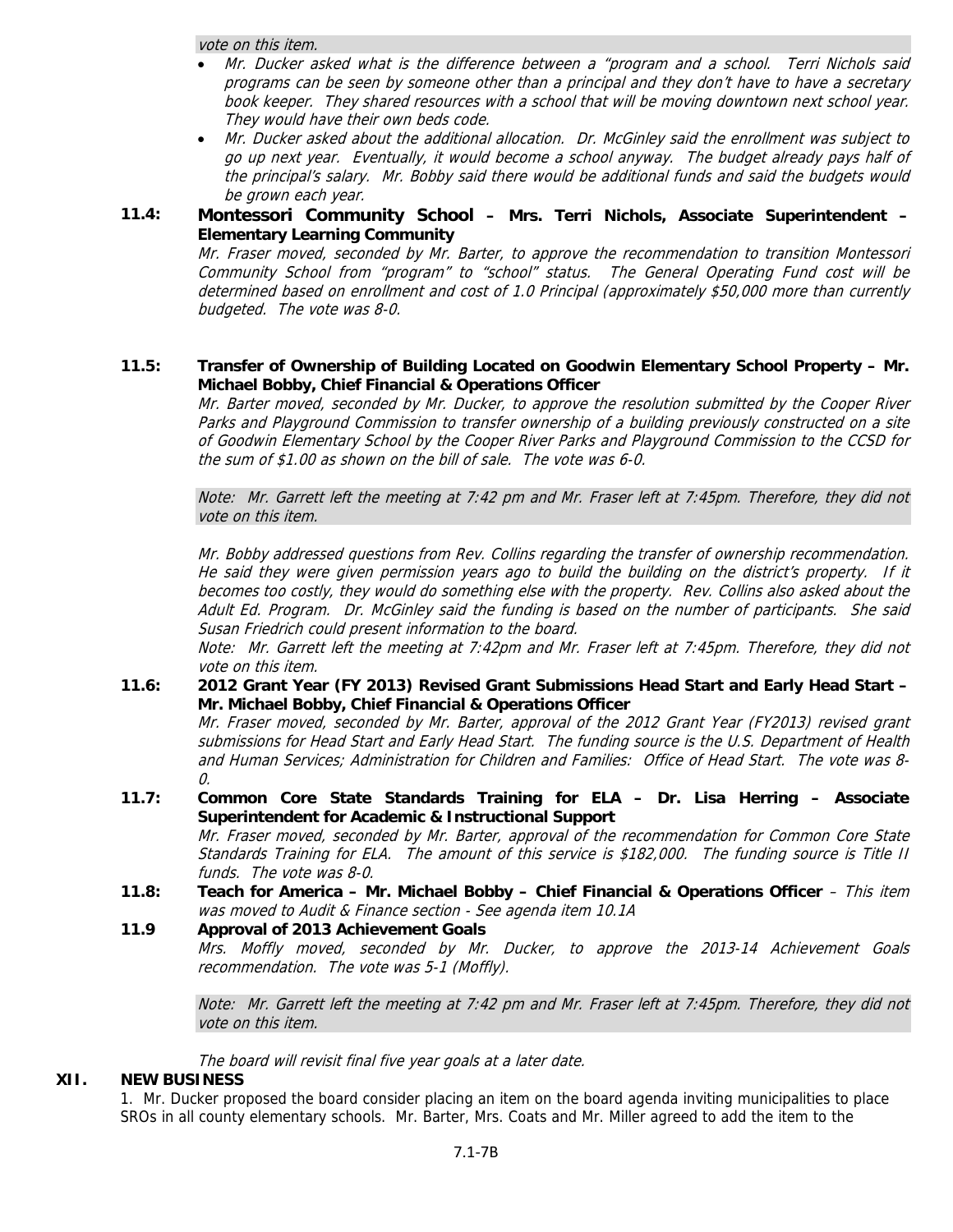*vote on this item.*

- *Mr. Ducker asked what is the difference between a "program and a school. Terri Nichols said programs can be seen by someone other than a principal and they don't have to have a secretary book keeper. They shared resources with a school that will be moving downtown next school year. They would have their own beds code.*
- *Mr. Ducker asked about the additional allocation. Dr. McGinley said the enrollment was subject to go up next year. Eventually, it would become a school anyway. The budget already pays half of the principal's salary. Mr. Bobby said there would be additional funds and said the budgets would be grown each year.*

**11.4: Montessori Community School – Mrs. Terri Nichols, Associate Superintendent – Elementary Learning Community**

*Mr. Fraser moved, seconded by Mr. Barter, to approve the recommendation to transition Montessori Community School from "program" to "school" status. The General Operating Fund cost will be determined based on enrollment and cost of 1.0 Principal (approximately $50,000 more than currently budgeted. The vote was 8-0.*

**11.5: Transfer of Ownership of Building Located on Goodwin Elementary School Property – Mr. Michael Bobby, Chief Financial & Operations Officer**

*Mr. Barter moved, seconded by Mr. Ducker, to approve the resolution submitted by the Cooper River Parks and Playground Commission to transfer ownership of a building previously constructed on a site of Goodwin Elementary School by the Cooper River Parks and Playground Commission to the CCSD for the sum of $1.00 as shown on the bill of sale. The vote was 6-0.*

*Note: Mr. Garrett left the meeting at 7:42 pm and Mr. Fraser left at 7:45pm. Therefore, they did not vote on this item.*

*Mr. Bobby addressed questions from Rev. Collins regarding the transfer of ownership recommendation. He said they were given permission years ago to build the building on the district's property. If it becomes too costly, they would do something else with the property. Rev. Collins also asked about the Adult Ed. Program. Dr. McGinley said the funding is based on the number of participants. She said Susan Friedrich could present information to the board.*

*Note: Mr. Garrett left the meeting at 7:42pm and Mr. Fraser left at 7:45pm. Therefore, they did not vote on this item.*

**11.6: 2012 Grant Year (FY 2013) Revised Grant Submissions Head Start and Early Head Start – Mr. Michael Bobby, Chief Financial & Operations Officer**

*Mr. Fraser moved, seconded by Mr. Barter, approval of the 2012 Grant Year (FY2013) revised grant submissions for Head Start and Early Head Start. The funding source is the U.S. Department of Health and Human Services; Administration for Children and Families: Office of Head Start. The vote was 8-0.*

**11.7: Common Core State Standards Training for ELA – Dr. Lisa Herring – Associate Superintendent for Academic & Instructional Support**

*Mr. Fraser moved, seconded by Mr. Barter, approval of the recommendation for Common Core State Standards Training for ELA. The amount of this service is $182,000. The funding source is Title II funds. The vote was 8-0.*

**11.8: Teach for America – Mr. Michael Bobby – Chief Financial & Operations Officer** – *This item was moved to Audit & Finance section - See agenda item 10.1A*

**11.9 Approval of 2013 Achievement Goals**

*Mrs. Moffly moved, seconded by Mr. Ducker, to approve the 2013-14 Achievement Goals recommendation. The vote was 5-1 (Moffly).*

*Note: Mr. Garrett left the meeting at 7:42 pm and Mr. Fraser left at 7:45pm. Therefore, they did not vote on this item.*

*The board will revisit final five year goals at a later date.*

## XII. NEW BUSINESS

1. Mr. Ducker proposed the board consider placing an item on the board agenda inviting municipalities to place SROs in all county elementary schools. Mr. Barter, Mrs. Coats and Mr. Miller agreed to add the item to the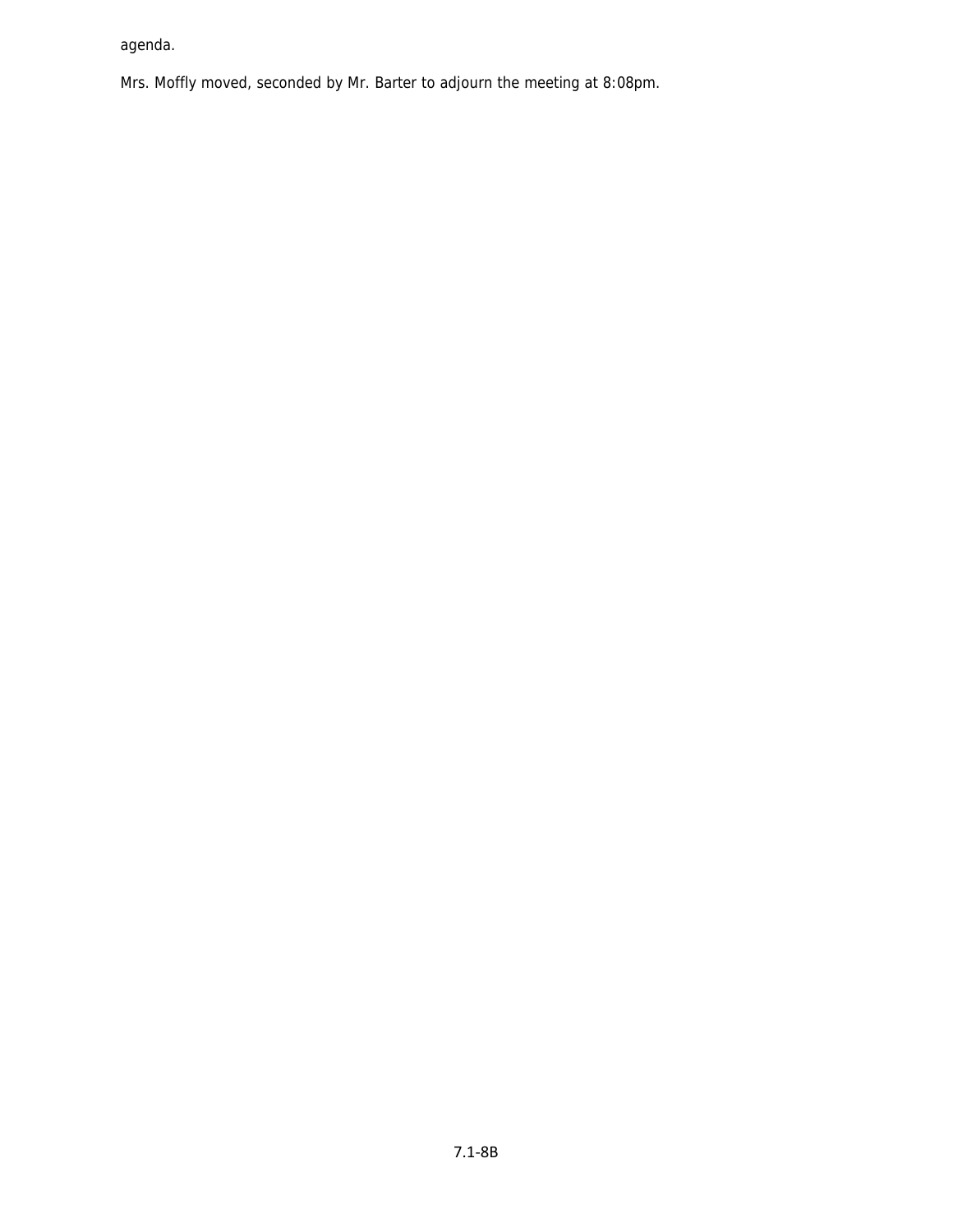agenda.

Mrs. Moffly moved, seconded by Mr. Barter to adjourn the meeting at 8:08pm.